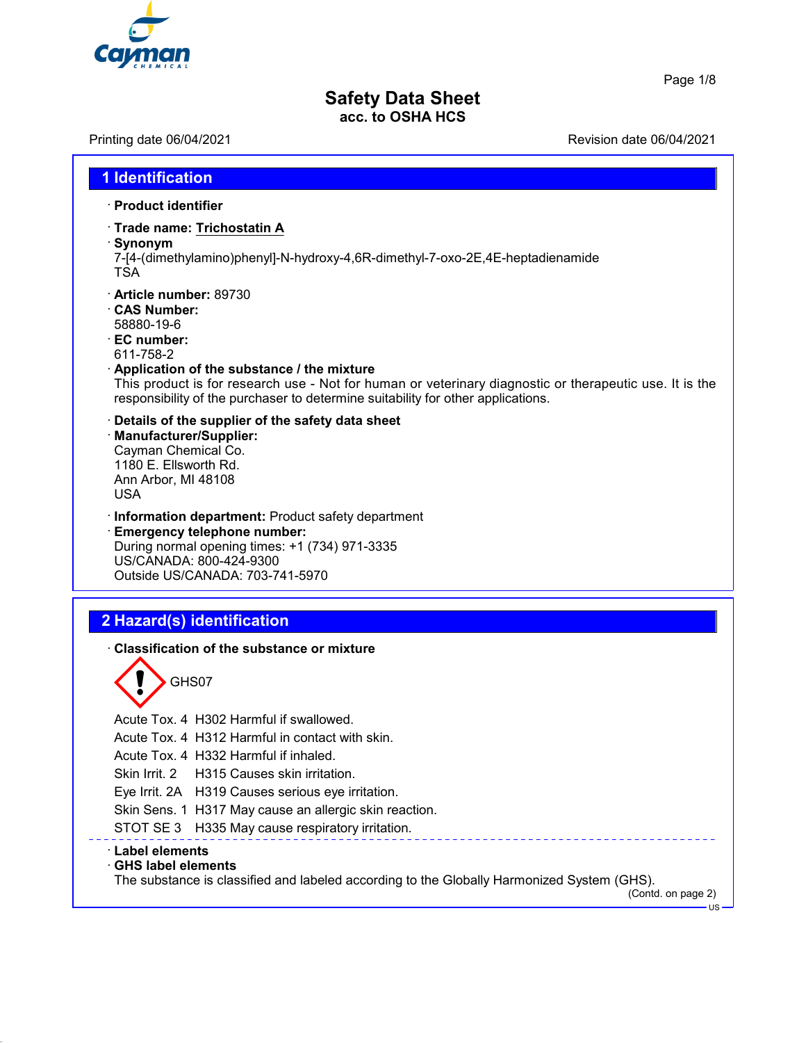# Safety Data Sheet

**acc. to OSHA HCS**

Printing date 06/04/2021 Revision date 06/04/2021

## 1 Identification

· **Product identifier**

· **Trade name: Trichostatin A**

· **Synonym**
7-[4-(dimethylamino)phenyl]-N-hydroxy-4,6R-dimethyl-7-oxo-2E,4E-heptadienamide
TSA

· **Article number:** 89730

· **CAS Number:**
58880-19-6

· **EC number:**
611-758-2

· **Application of the substance / the mixture**
This product is for research use - Not for human or veterinary diagnostic or therapeutic use. It is the responsibility of the purchaser to determine suitability for other applications.

· **Details of the supplier of the safety data sheet**

· **Manufacturer/Supplier:**
Cayman Chemical Co.
1180 E. Ellsworth Rd.
Ann Arbor, MI 48108
USA

· **Information department:** Product safety department

· **Emergency telephone number:**
During normal opening times: +1 (734) 971-3335
US/CANADA: 800-424-9300
Outside US/CANADA: 703-741-5970

## 2 Hazard(s) identification

· **Classification of the substance or mixture**

GHS07

| | |
|---|---|
| Acute Tox. 4 | H302 Harmful if swallowed. |
| Acute Tox. 4 | H312 Harmful in contact with skin. |
| Acute Tox. 4 | H332 Harmful if inhaled. |
| Skin Irrit. 2 | H315 Causes skin irritation. |
| Eye Irrit. 2A | H319 Causes serious eye irritation. |
| Skin Sens. 1 | H317 May cause an allergic skin reaction. |
| STOT SE 3 | H335 May cause respiratory irritation. |

· **Label elements**

· **GHS label elements**
The substance is classified and labeled according to the Globally Harmonized System (GHS).

(Contd. on page 2)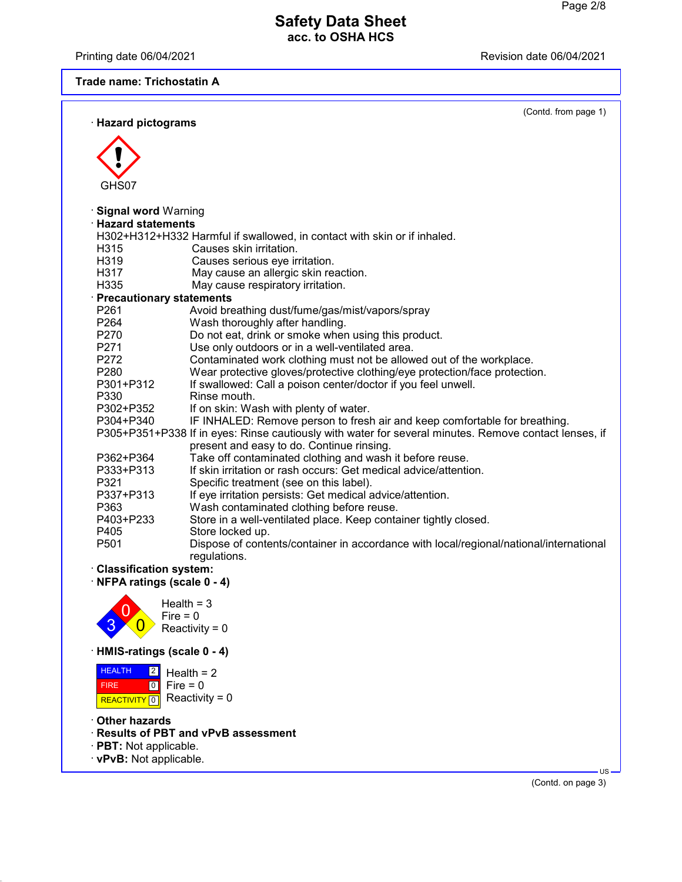(Contd. from page 1)

· **Hazard pictograms**

GHS07

· **Signal word** Warning

· **Hazard statements**

H302+H312+H332 Harmful if swallowed, in contact with skin or if inhaled.
H315 Causes skin irritation.
H319 Causes serious eye irritation.
H317 May cause an allergic skin reaction.
H335 May cause respiratory irritation.

· **Precautionary statements**

| | |
|---|---|
| P261 | Avoid breathing dust/fume/gas/mist/vapors/spray |
| P264 | Wash thoroughly after handling. |
| P270 | Do not eat, drink or smoke when using this product. |
| P271 | Use only outdoors or in a well-ventilated area. |
| P272 | Contaminated work clothing must not be allowed out of the workplace. |
| P280 | Wear protective gloves/protective clothing/eye protection/face protection. |
| P301+P312 | If swallowed: Call a poison center/doctor if you feel unwell. |
| P330 | Rinse mouth. |
| P302+P352 | If on skin: Wash with plenty of water. |
| P304+P340 | IF INHALED: Remove person to fresh air and keep comfortable for breathing. |
| P305+P351+P338 | If in eyes: Rinse cautiously with water for several minutes. Remove contact lenses, if present and easy to do. Continue rinsing. |
| P362+P364 | Take off contaminated clothing and wash it before reuse. |
| P333+P313 | If skin irritation or rash occurs: Get medical advice/attention. |
| P321 | Specific treatment (see on this label). |
| P337+P313 | If eye irritation persists: Get medical advice/attention. |
| P363 | Wash contaminated clothing before reuse. |
| P403+P233 | Store in a well-ventilated place. Keep container tightly closed. |
| P405 | Store locked up. |
| P501 | Dispose of contents/container in accordance with local/regional/national/international regulations. |

· **Classification system:**

· **NFPA ratings (scale 0 - 4)**

Health = 3
Fire = 0
Reactivity = 0

· **HMIS-ratings (scale 0 - 4)**

| | | |
|---|---|---|
| HEALTH | 2 | Health = 2 |
| FIRE | 0 | Fire = 0 |
| REACTIVITY | 0 | Reactivity = 0 |

· **Other hazards**

· **Results of PBT and vPvB assessment**

· **PBT:** Not applicable.

· **vPvB:** Not applicable.

(Contd. on page 3)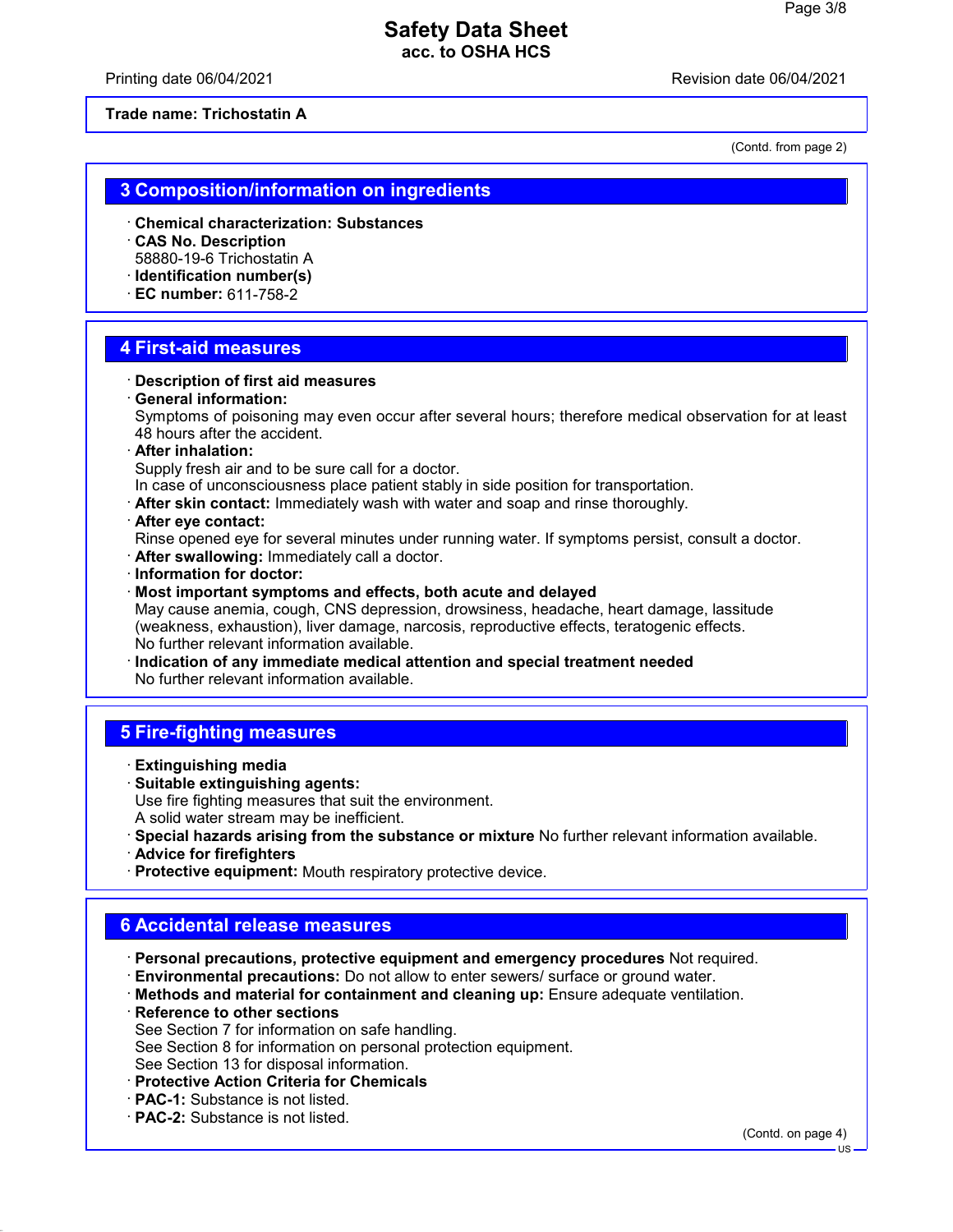Trade name: Trichostatin A

(Contd. from page 2)

## 3 Composition/information on ingredients

· **Chemical characterization: Substances**
· **CAS No. Description**
58880-19-6 Trichostatin A
· **Identification number(s)**
· **EC number:** 611-758-2

## 4 First-aid measures

· **Description of first aid measures**
· **General information:**
Symptoms of poisoning may even occur after several hours; therefore medical observation for at least 48 hours after the accident.
· **After inhalation:**
Supply fresh air and to be sure call for a doctor.
In case of unconsciousness place patient stably in side position for transportation.
· **After skin contact:** Immediately wash with water and soap and rinse thoroughly.
· **After eye contact:**
Rinse opened eye for several minutes under running water. If symptoms persist, consult a doctor.
· **After swallowing:** Immediately call a doctor.
· **Information for doctor:**
· **Most important symptoms and effects, both acute and delayed**
May cause anemia, cough, CNS depression, drowsiness, headache, heart damage, lassitude (weakness, exhaustion), liver damage, narcosis, reproductive effects, teratogenic effects.
No further relevant information available.
· **Indication of any immediate medical attention and special treatment needed**
No further relevant information available.

## 5 Fire-fighting measures

· **Extinguishing media**
· **Suitable extinguishing agents:**
Use fire fighting measures that suit the environment.
A solid water stream may be inefficient.
· **Special hazards arising from the substance or mixture** No further relevant information available.
· **Advice for firefighters**
· **Protective equipment:** Mouth respiratory protective device.

## 6 Accidental release measures

· **Personal precautions, protective equipment and emergency procedures** Not required.
· **Environmental precautions:** Do not allow to enter sewers/ surface or ground water.
· **Methods and material for containment and cleaning up:** Ensure adequate ventilation.
· **Reference to other sections**
See Section 7 for information on safe handling.
See Section 8 for information on personal protection equipment.
See Section 13 for disposal information.
· **Protective Action Criteria for Chemicals**
· **PAC-1:** Substance is not listed.
· **PAC-2:** Substance is not listed.

(Contd. on page 4)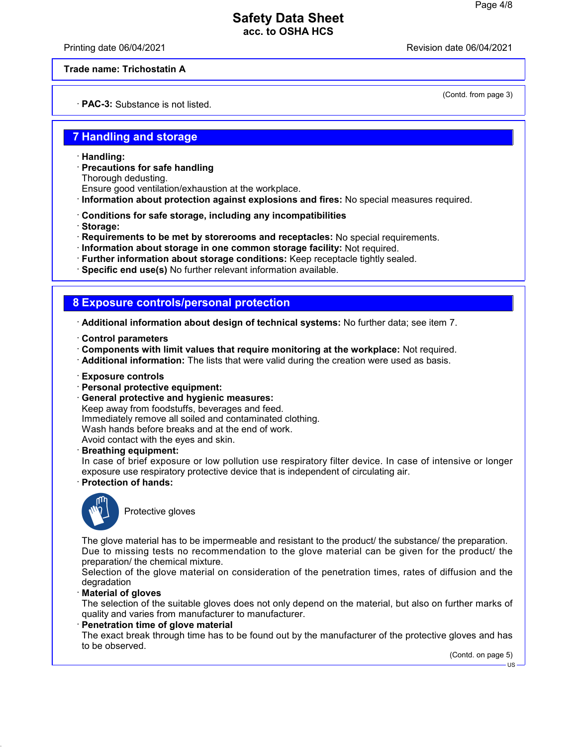**Trade name: Trichostatin A**

(Contd. from page 3)

· **PAC-3:** Substance is not listed.

## 7 Handling and storage

· **Handling:**
· **Precautions for safe handling**
Thorough dedusting.
Ensure good ventilation/exhaustion at the workplace.
· **Information about protection against explosions and fires:** No special measures required.

· **Conditions for safe storage, including any incompatibilities**
· **Storage:**
· **Requirements to be met by storerooms and receptacles:** No special requirements.
· **Information about storage in one common storage facility:** Not required.
· **Further information about storage conditions:** Keep receptacle tightly sealed.
· **Specific end use(s)** No further relevant information available.

## 8 Exposure controls/personal protection

· **Additional information about design of technical systems:** No further data; see item 7.

· **Control parameters**
· **Components with limit values that require monitoring at the workplace:** Not required.
· **Additional information:** The lists that were valid during the creation were used as basis.

· **Exposure controls**
· **Personal protective equipment:**
· **General protective and hygienic measures:**
Keep away from foodstuffs, beverages and feed.
Immediately remove all soiled and contaminated clothing.
Wash hands before breaks and at the end of work.
Avoid contact with the eyes and skin.
· **Breathing equipment:**
In case of brief exposure or low pollution use respiratory filter device. In case of intensive or longer exposure use respiratory protective device that is independent of circulating air.
· **Protection of hands:**

Protective gloves

The glove material has to be impermeable and resistant to the product/ the substance/ the preparation.
Due to missing tests no recommendation to the glove material can be given for the product/ the preparation/ the chemical mixture.
Selection of the glove material on consideration of the penetration times, rates of diffusion and the degradation
· **Material of gloves**
The selection of the suitable gloves does not only depend on the material, but also on further marks of quality and varies from manufacturer to manufacturer.
· **Penetration time of glove material**
The exact break through time has to be found out by the manufacturer of the protective gloves and has to be observed.

(Contd. on page 5)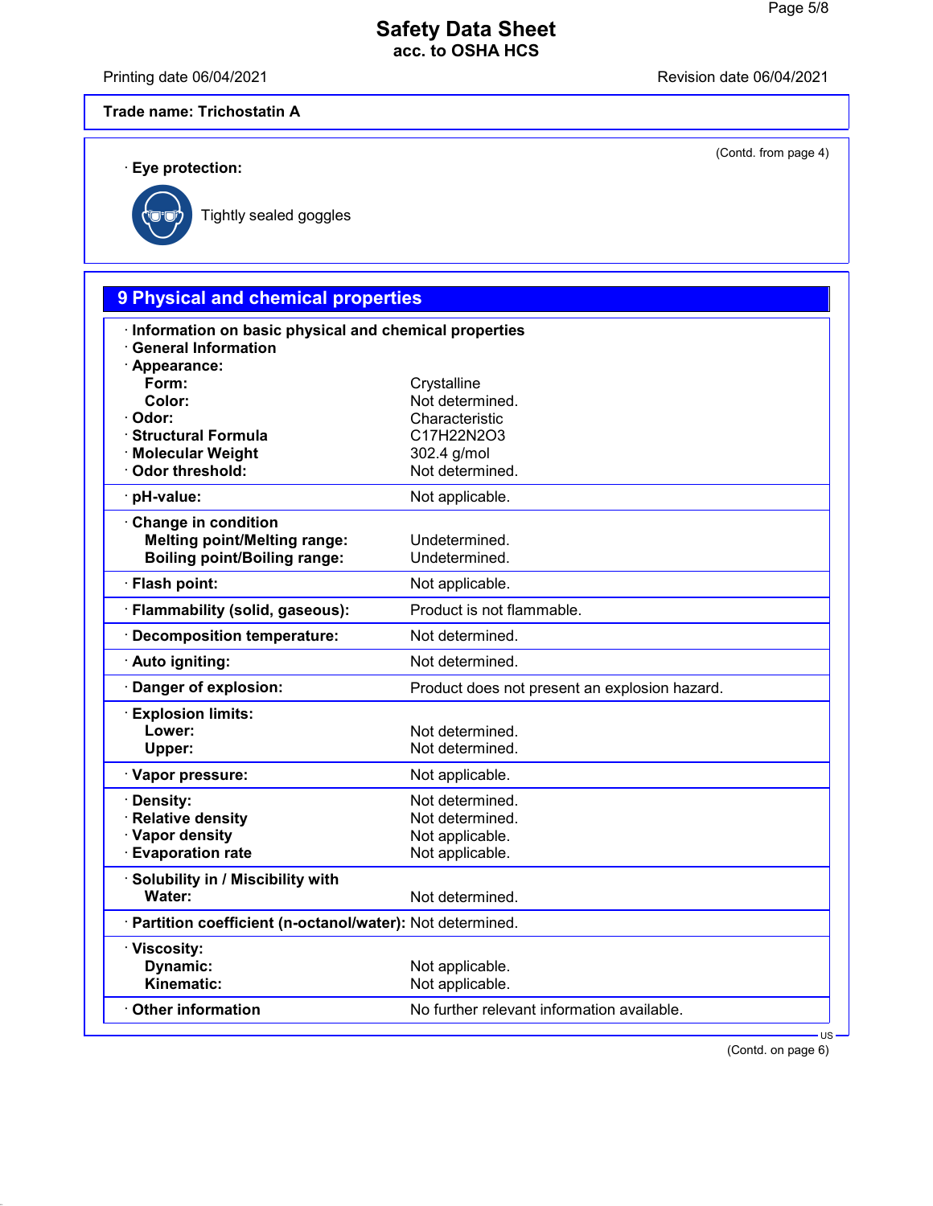**Trade name: Trichostatin A**

(Contd. from page 4)

· **Eye protection:**

Tightly sealed goggles

## 9 Physical and chemical properties

| | |
|---|---|
| · **Information on basic physical and chemical properties** | |
| · **General Information** | |
| · **Appearance:** | |
| **Form:** | Crystalline |
| **Color:** | Not determined. |
| · **Odor:** | Characteristic |
| · **Structural Formula** | $C_{17}H_{22}N_2O_3$ |
| · **Molecular Weight** | 302.4 g/mol |
| · **Odor threshold:** | Not determined. |
| · **pH-value:** | Not applicable. |
| · **Change in condition** | |
| **Melting point/Melting range:** | Undetermined. |
| **Boiling point/Boiling range:** | Undetermined. |
| · **Flash point:** | Not applicable. |
| · **Flammability (solid, gaseous):** | Product is not flammable. |
| · **Decomposition temperature:** | Not determined. |
| · **Auto igniting:** | Not determined. |
| · **Danger of explosion:** | Product does not present an explosion hazard. |
| · **Explosion limits:** | |
| **Lower:** | Not determined. |
| **Upper:** | Not determined. |
| · **Vapor pressure:** | Not applicable. |
| · **Density:** | Not determined. |
| · **Relative density** | Not determined. |
| · **Vapor density** | Not applicable. |
| · **Evaporation rate** | Not applicable. |
| · **Solubility in / Miscibility with** | |
| **Water:** | Not determined. |
| · **Partition coefficient (n-octanol/water):** | Not determined. |
| · **Viscosity:** | |
| **Dynamic:** | Not applicable. |
| **Kinematic:** | Not applicable. |
| · **Other information** | No further relevant information available. |

(Contd. on page 6)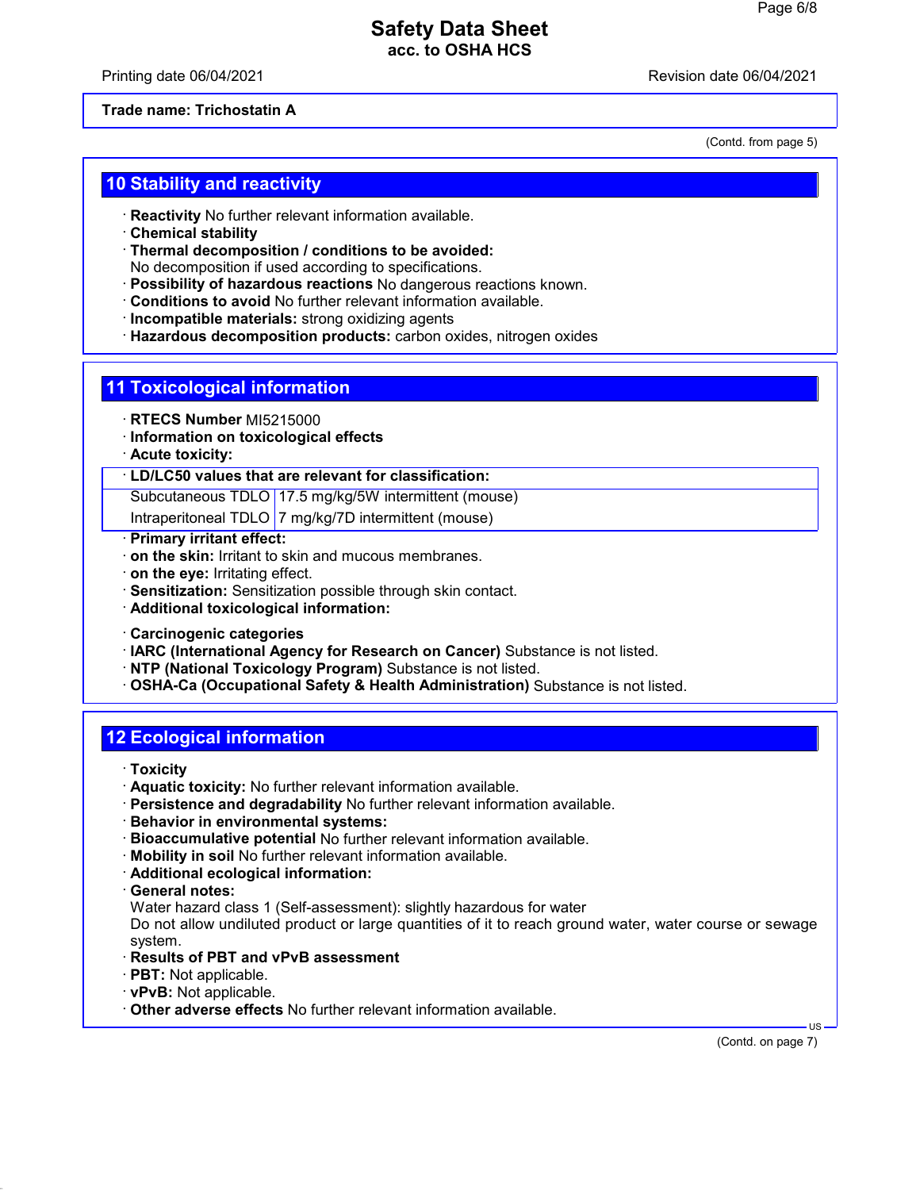**Trade name: Trichostatin A**

(Contd. from page 5)

## 10 Stability and reactivity

· **Reactivity** No further relevant information available.
· **Chemical stability**
· **Thermal decomposition / conditions to be avoided:**
No decomposition if used according to specifications.
· **Possibility of hazardous reactions** No dangerous reactions known.
· **Conditions to avoid** No further relevant information available.
· **Incompatible materials:** strong oxidizing agents
· **Hazardous decomposition products:** carbon oxides, nitrogen oxides

## 11 Toxicological information

· **RTECS Number** MI5215000
· **Information on toxicological effects**
· **Acute toxicity:**

| · LD/LC50 values that are relevant for classification: | |
|---|---|
| Subcutaneous TDLO | 17.5 mg/kg/5W intermittent (mouse) |
| Intraperitoneal TDLO | 7 mg/kg/7D intermittent (mouse) |

· **Primary irritant effect:**
· **on the skin:** Irritant to skin and mucous membranes.
· **on the eye:** Irritating effect.
· **Sensitization:** Sensitization possible through skin contact.
· **Additional toxicological information:**

· **Carcinogenic categories**
· **IARC (International Agency for Research on Cancer)** Substance is not listed.
· **NTP (National Toxicology Program)** Substance is not listed.
· **OSHA-Ca (Occupational Safety & Health Administration)** Substance is not listed.

## 12 Ecological information

· **Toxicity**
· **Aquatic toxicity:** No further relevant information available.
· **Persistence and degradability** No further relevant information available.
· **Behavior in environmental systems:**
· **Bioaccumulative potential** No further relevant information available.
· **Mobility in soil** No further relevant information available.
· **Additional ecological information:**
· **General notes:**
Water hazard class 1 (Self-assessment): slightly hazardous for water
Do not allow undiluted product or large quantities of it to reach ground water, water course or sewage system.
· **Results of PBT and vPvB assessment**
· **PBT:** Not applicable.
· **vPvB:** Not applicable.
· **Other adverse effects** No further relevant information available.

(Contd. on page 7)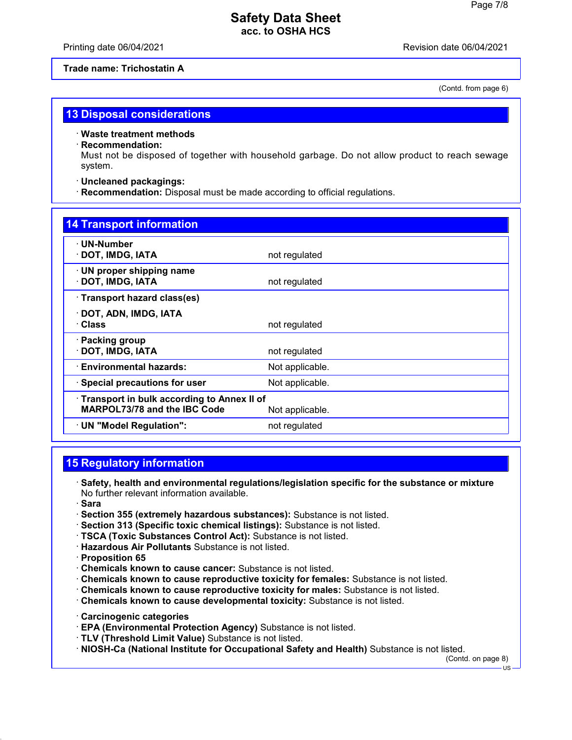**Trade name: Trichostatin A**

(Contd. from page 6)

## 13 Disposal considerations

· **Waste treatment methods**
· **Recommendation:**
Must not be disposed of together with household garbage. Do not allow product to reach sewage system.

· **Uncleaned packagings:**
· **Recommendation:** Disposal must be made according to official regulations.

## 14 Transport information

| | |
|---|---|
| · **UN-Number**<br>· **DOT, IMDG, IATA** | not regulated |
| · **UN proper shipping name**<br>· **DOT, IMDG, IATA** | not regulated |
| · **Transport hazard class(es)**<br><br>· **DOT, ADN, IMDG, IATA**<br>· **Class** | not regulated |
| · **Packing group**<br>· **DOT, IMDG, IATA** | not regulated |
| · **Environmental hazards:** | Not applicable. |
| · **Special precautions for user** | Not applicable. |
| · **Transport in bulk according to Annex II of MARPOL73/78 and the IBC Code** | Not applicable. |
| · **UN "Model Regulation":** | not regulated |

## 15 Regulatory information

· **Safety, health and environmental regulations/legislation specific for the substance or mixture**
No further relevant information available.
· **Sara**
· **Section 355 (extremely hazardous substances):** Substance is not listed.
· **Section 313 (Specific toxic chemical listings):** Substance is not listed.
· **TSCA (Toxic Substances Control Act):** Substance is not listed.
· **Hazardous Air Pollutants** Substance is not listed.
· **Proposition 65**
· **Chemicals known to cause cancer:** Substance is not listed.
· **Chemicals known to cause reproductive toxicity for females:** Substance is not listed.
· **Chemicals known to cause reproductive toxicity for males:** Substance is not listed.
· **Chemicals known to cause developmental toxicity:** Substance is not listed.

· **Carcinogenic categories**
· **EPA (Environmental Protection Agency)** Substance is not listed.
· **TLV (Threshold Limit Value)** Substance is not listed.
· **NIOSH-Ca (National Institute for Occupational Safety and Health)** Substance is not listed.

(Contd. on page 8)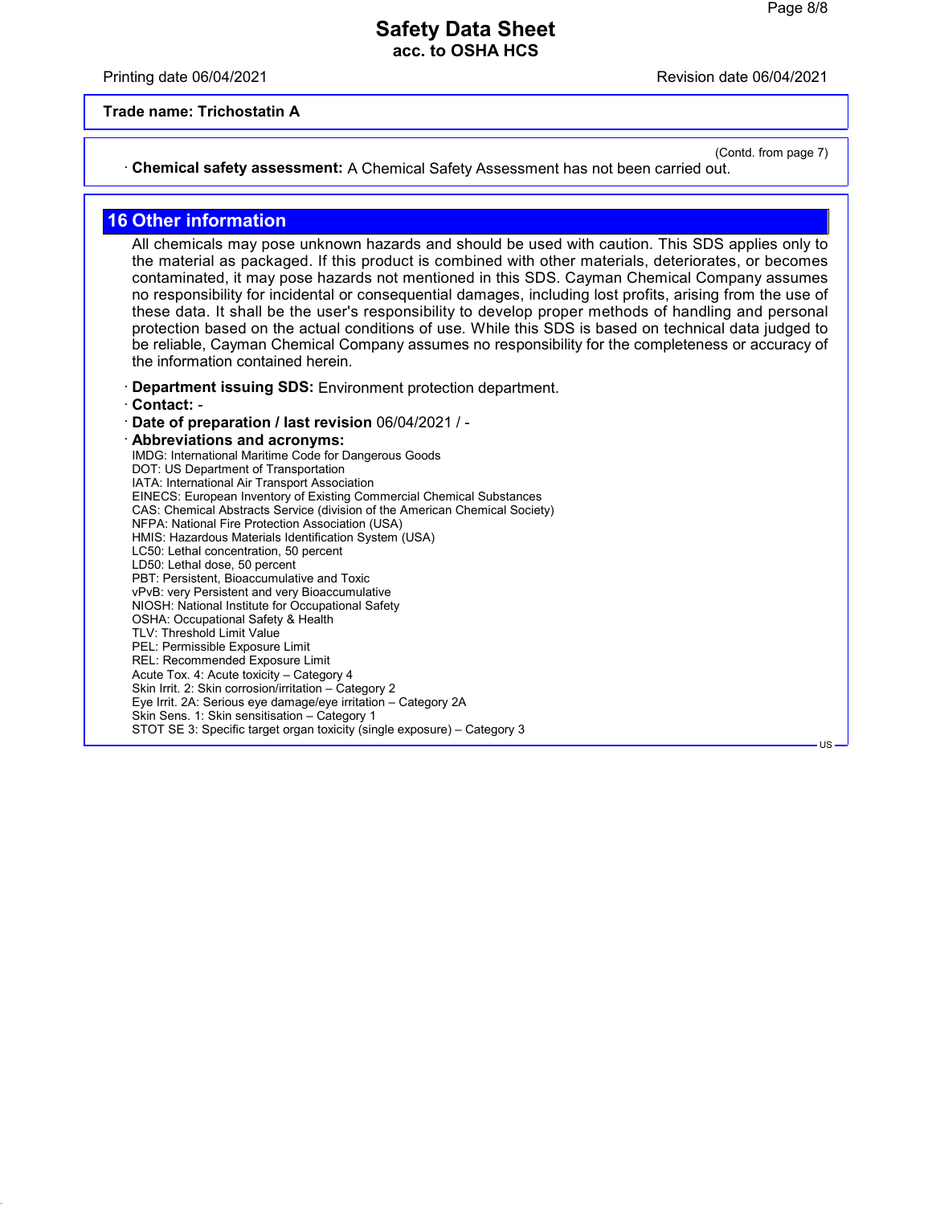**Trade name: Trichostatin A**

(Contd. from page 7)

· **Chemical safety assessment:** A Chemical Safety Assessment has not been carried out.

## 16 Other information

All chemicals may pose unknown hazards and should be used with caution. This SDS applies only to the material as packaged. If this product is combined with other materials, deteriorates, or becomes contaminated, it may pose hazards not mentioned in this SDS. Cayman Chemical Company assumes no responsibility for incidental or consequential damages, including lost profits, arising from the use of these data. It shall be the user's responsibility to develop proper methods of handling and personal protection based on the actual conditions of use. While this SDS is based on technical data judged to be reliable, Cayman Chemical Company assumes no responsibility for the completeness or accuracy of the information contained herein.

· **Department issuing SDS:** Environment protection department.
· **Contact:** -
· **Date of preparation / last revision** 06/04/2021 / -
· **Abbreviations and acronyms:**
IMDG: International Maritime Code for Dangerous Goods
DOT: US Department of Transportation
IATA: International Air Transport Association
EINECS: European Inventory of Existing Commercial Chemical Substances
CAS: Chemical Abstracts Service (division of the American Chemical Society)
NFPA: National Fire Protection Association (USA)
HMIS: Hazardous Materials Identification System (USA)
LC50: Lethal concentration, 50 percent
LD50: Lethal dose, 50 percent
PBT: Persistent, Bioaccumulative and Toxic
vPvB: very Persistent and very Bioaccumulative
NIOSH: National Institute for Occupational Safety
OSHA: Occupational Safety & Health
TLV: Threshold Limit Value
PEL: Permissible Exposure Limit
REL: Recommended Exposure Limit
Acute Tox. 4: Acute toxicity – Category 4
Skin Irrit. 2: Skin corrosion/irritation – Category 2
Eye Irrit. 2A: Serious eye damage/eye irritation – Category 2A
Skin Sens. 1: Skin sensitisation – Category 1
STOT SE 3: Specific target organ toxicity (single exposure) – Category 3